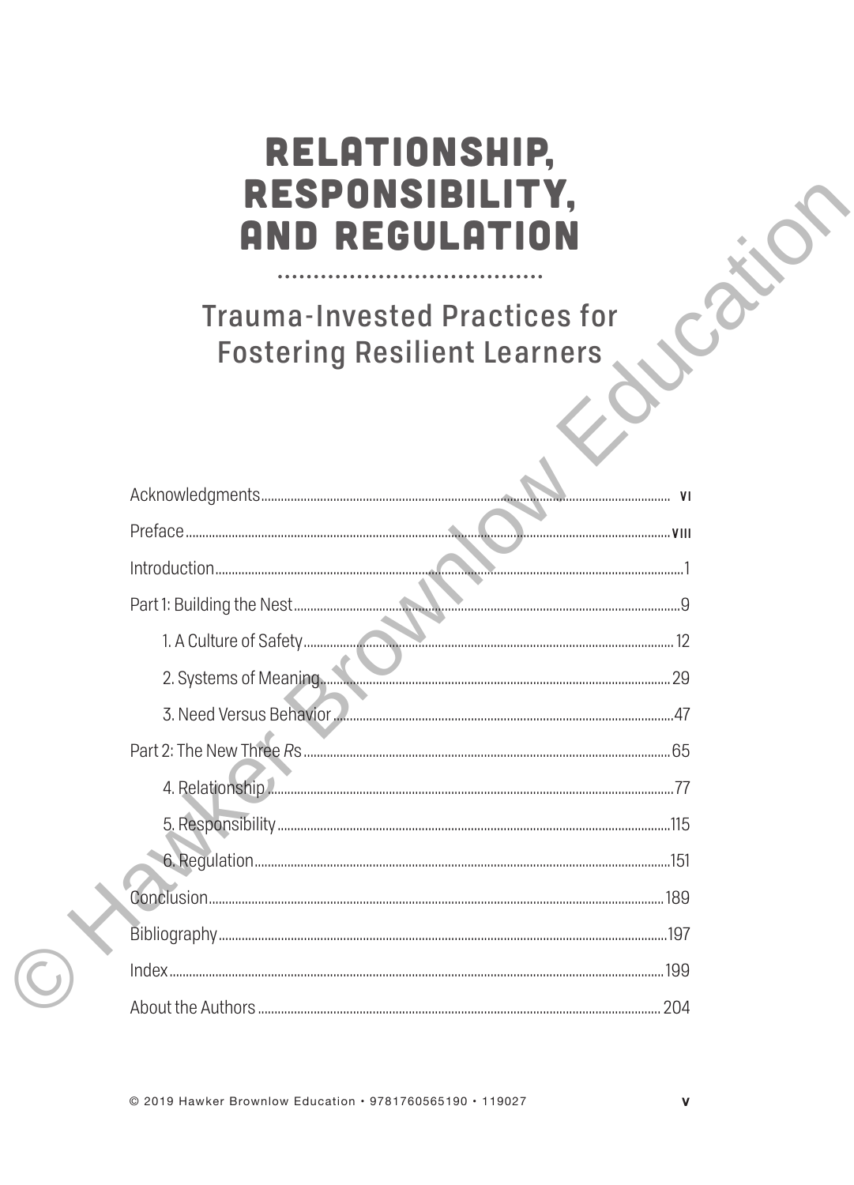# RELATIONSHIP, RESPONSIBILITY, AND REGULATION

## Trauma-Invested Practices for Fostering Resilient Learners

| | |
|---|---|
| Acknowledgments | vi |
| Preface | viii |
| Introduction | 1 |
| Part 1: Building the Nest | 9 |
| 1. A Culture of Safety | 12 |
| 2. Systems of Meaning | 29 |
| 3. Need Versus Behavior | 47 |
| Part 2: The New Three *R*s | 65 |
| 4. Relationship | 77 |
| 5. Responsibility | 115 |
| 6. Regulation | 151 |
| Conclusion | 189 |
| Bibliography | 197 |
| Index | 199 |
| About the Authors | 204 |

© 2019 Hawker Brownlow Education • 9781760565190 • 119027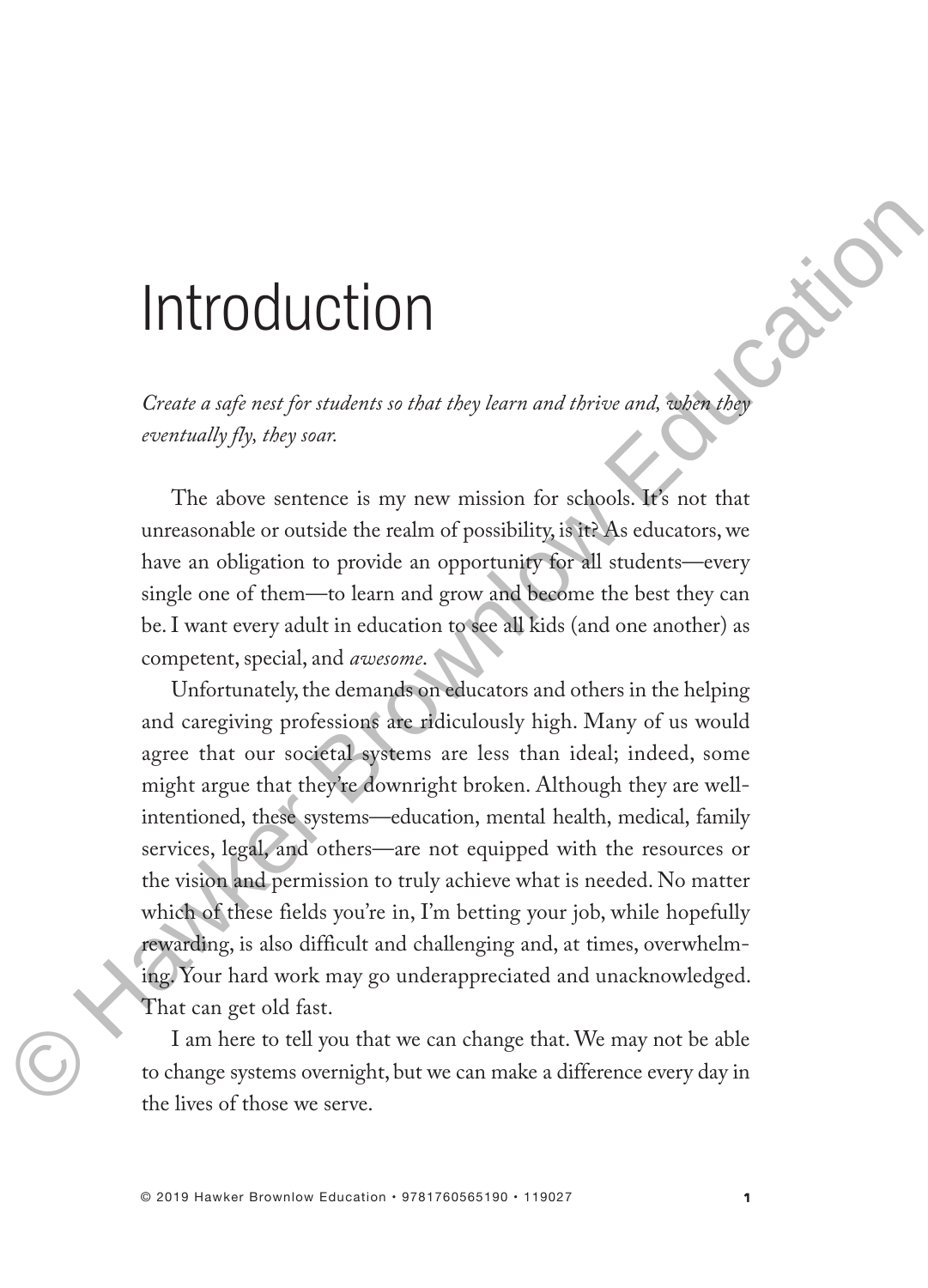# Introduction

*Create a safe nest for students so that they learn and thrive and, when they eventually fly, they soar.*

The above sentence is my new mission for schools. It's not that unreasonable or outside the realm of possibility, is it? As educators, we have an obligation to provide an opportunity for all students—every single one of them—to learn and grow and become the best they can be. I want every adult in education to see all kids (and one another) as competent, special, and *awesome*.

Unfortunately, the demands on educators and others in the helping and caregiving professions are ridiculously high. Many of us would agree that our societal systems are less than ideal; indeed, some might argue that they're downright broken. Although they are well-intentioned, these systems—education, mental health, medical, family services, legal, and others—are not equipped with the resources or the vision and permission to truly achieve what is needed. No matter which of these fields you're in, I'm betting your job, while hopefully rewarding, is also difficult and challenging and, at times, overwhelming. Your hard work may go underappreciated and unacknowledged. That can get old fast.

I am here to tell you that we can change that. We may not be able to change systems overnight, but we can make a difference every day in the lives of those we serve.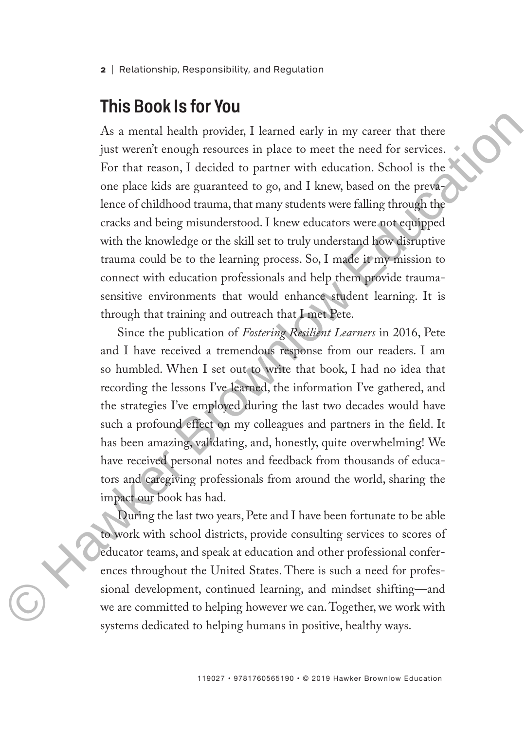## This Book Is for You

As a mental health provider, I learned early in my career that there just weren't enough resources in place to meet the need for services. For that reason, I decided to partner with education. School is the one place kids are guaranteed to go, and I knew, based on the prevalence of childhood trauma, that many students were falling through the cracks and being misunderstood. I knew educators were not equipped with the knowledge or the skill set to truly understand how disruptive trauma could be to the learning process. So, I made it my mission to connect with education professionals and help them provide trauma-sensitive environments that would enhance student learning. It is through that training and outreach that I met Pete.

Since the publication of *Fostering Resilient Learners* in 2016, Pete and I have received a tremendous response from our readers. I am so humbled. When I set out to write that book, I had no idea that recording the lessons I've learned, the information I've gathered, and the strategies I've employed during the last two decades would have such a profound effect on my colleagues and partners in the field. It has been amazing, validating, and, honestly, quite overwhelming! We have received personal notes and feedback from thousands of educators and caregiving professionals from around the world, sharing the impact our book has had.

During the last two years, Pete and I have been fortunate to be able to work with school districts, provide consulting services to scores of educator teams, and speak at education and other professional conferences throughout the United States. There is such a need for professional development, continued learning, and mindset shifting—and we are committed to helping however we can. Together, we work with systems dedicated to helping humans in positive, healthy ways.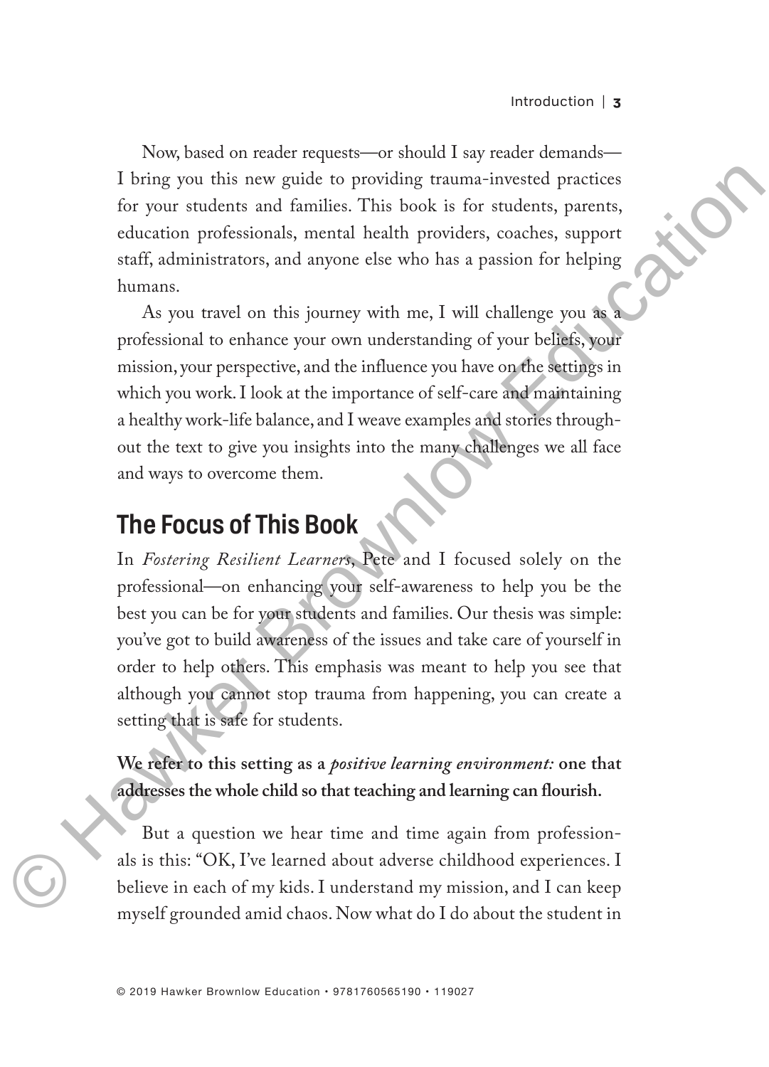Now, based on reader requests—or should I say reader demands—I bring you this new guide to providing trauma-invested practices for your students and families. This book is for students, parents, education professionals, mental health providers, coaches, support staff, administrators, and anyone else who has a passion for helping humans.

As you travel on this journey with me, I will challenge you as a professional to enhance your own understanding of your beliefs, your mission, your perspective, and the influence you have on the settings in which you work. I look at the importance of self-care and maintaining a healthy work-life balance, and I weave examples and stories throughout the text to give you insights into the many challenges we all face and ways to overcome them.

## The Focus of This Book

In *Fostering Resilient Learners*, Pete and I focused solely on the professional—on enhancing your self-awareness to help you be the best you can be for your students and families. Our thesis was simple: you've got to build awareness of the issues and take care of yourself in order to help others. This emphasis was meant to help you see that although you cannot stop trauma from happening, you can create a setting that is safe for students.

**We refer to this setting as a *positive learning environment:* one that addresses the whole child so that teaching and learning can flourish.**

But a question we hear time and time again from professionals is this: "OK, I've learned about adverse childhood experiences. I believe in each of my kids. I understand my mission, and I can keep myself grounded amid chaos. Now what do I do about the student in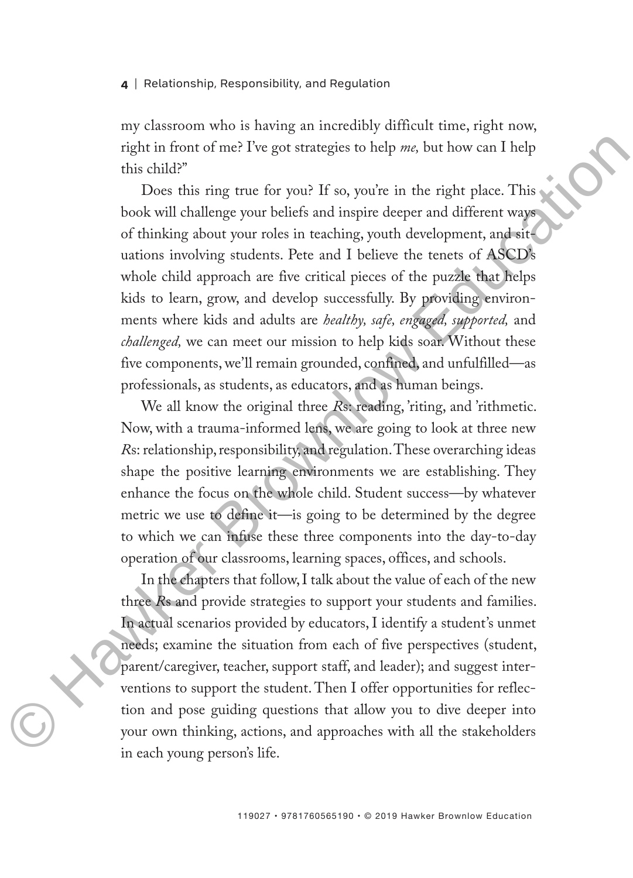my classroom who is having an incredibly difficult time, right now, right in front of me? I've got strategies to help *me,* but how can I help this child?"

Does this ring true for you? If so, you're in the right place. This book will challenge your beliefs and inspire deeper and different ways of thinking about your roles in teaching, youth development, and situations involving students. Pete and I believe the tenets of ASCD's whole child approach are five critical pieces of the puzzle that helps kids to learn, grow, and develop successfully. By providing environments where kids and adults are *healthy, safe, engaged, supported,* and *challenged,* we can meet our mission to help kids soar. Without these five components, we'll remain grounded, confined, and unfulfilled—as professionals, as students, as educators, and as human beings.

We all know the original three *R*s: reading, 'riting, and 'rithmetic. Now, with a trauma-informed lens, we are going to look at three new *R*s: relationship, responsibility, and regulation. These overarching ideas shape the positive learning environments we are establishing. They enhance the focus on the whole child. Student success—by whatever metric we use to define it—is going to be determined by the degree to which we can infuse these three components into the day-to-day operation of our classrooms, learning spaces, offices, and schools.

In the chapters that follow, I talk about the value of each of the new three *R*s and provide strategies to support your students and families. In actual scenarios provided by educators, I identify a student's unmet needs; examine the situation from each of five perspectives (student, parent/caregiver, teacher, support staff, and leader); and suggest interventions to support the student. Then I offer opportunities for reflection and pose guiding questions that allow you to dive deeper into your own thinking, actions, and approaches with all the stakeholders in each young person's life.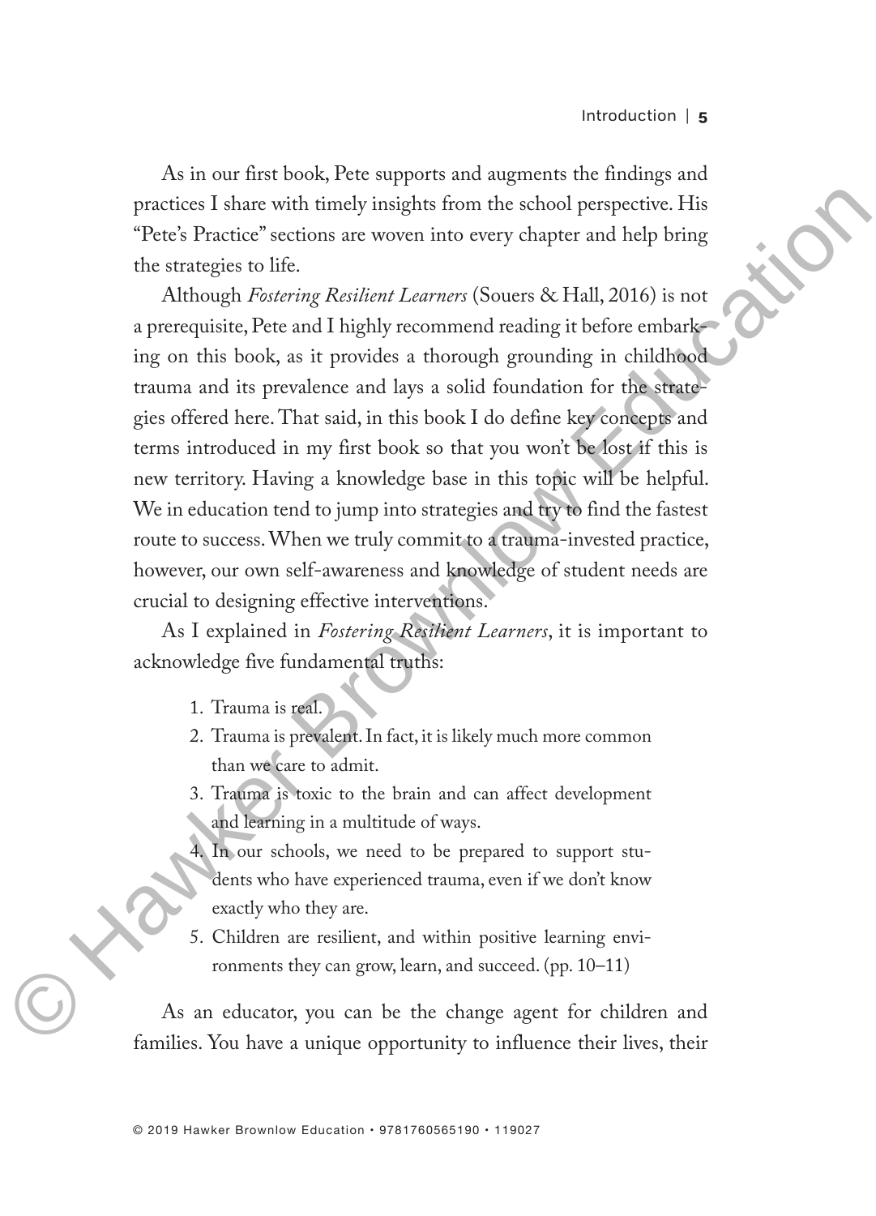As in our first book, Pete supports and augments the findings and practices I share with timely insights from the school perspective. His "Pete's Practice" sections are woven into every chapter and help bring the strategies to life.

Although *Fostering Resilient Learners* (Souers & Hall, 2016) is not a prerequisite, Pete and I highly recommend reading it before embarking on this book, as it provides a thorough grounding in childhood trauma and its prevalence and lays a solid foundation for the strategies offered here. That said, in this book I do define key concepts and terms introduced in my first book so that you won't be lost if this is new territory. Having a knowledge base in this topic will be helpful. We in education tend to jump into strategies and try to find the fastest route to success. When we truly commit to a trauma-invested practice, however, our own self-awareness and knowledge of student needs are crucial to designing effective interventions.

As I explained in *Fostering Resilient Learners*, it is important to acknowledge five fundamental truths:

1. Trauma is real.
2. Trauma is prevalent. In fact, it is likely much more common than we care to admit.
3. Trauma is toxic to the brain and can affect development and learning in a multitude of ways.
4. In our schools, we need to be prepared to support students who have experienced trauma, even if we don't know exactly who they are.
5. Children are resilient, and within positive learning environments they can grow, learn, and succeed. (pp. 10–11)

As an educator, you can be the change agent for children and families. You have a unique opportunity to influence their lives, their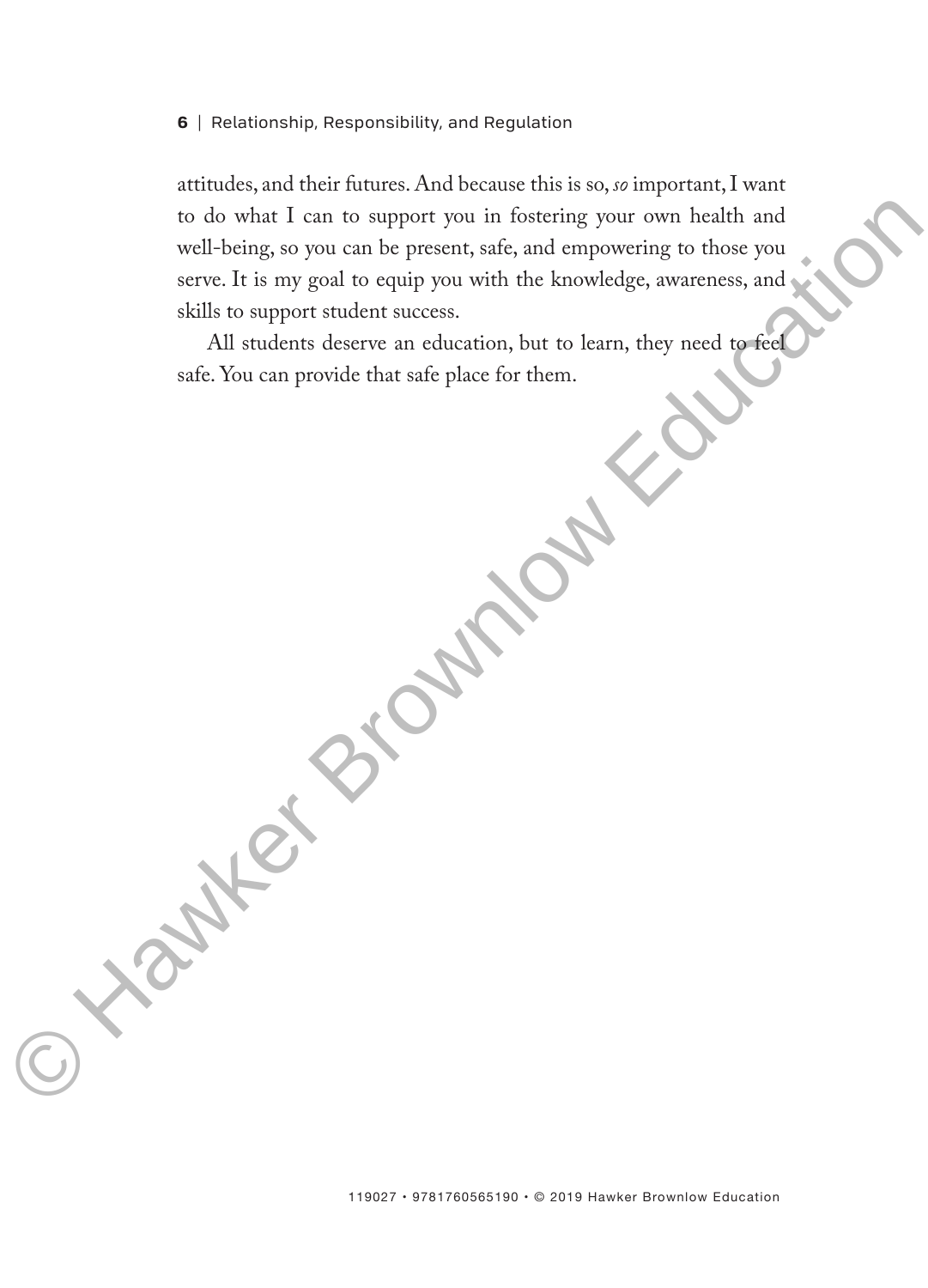attitudes, and their futures. And because this is so, *so* important, I want to do what I can to support you in fostering your own health and well-being, so you can be present, safe, and empowering to those you serve. It is my goal to equip you with the knowledge, awareness, and skills to support student success.

All students deserve an education, but to learn, they need to feel safe. You can provide that safe place for them.